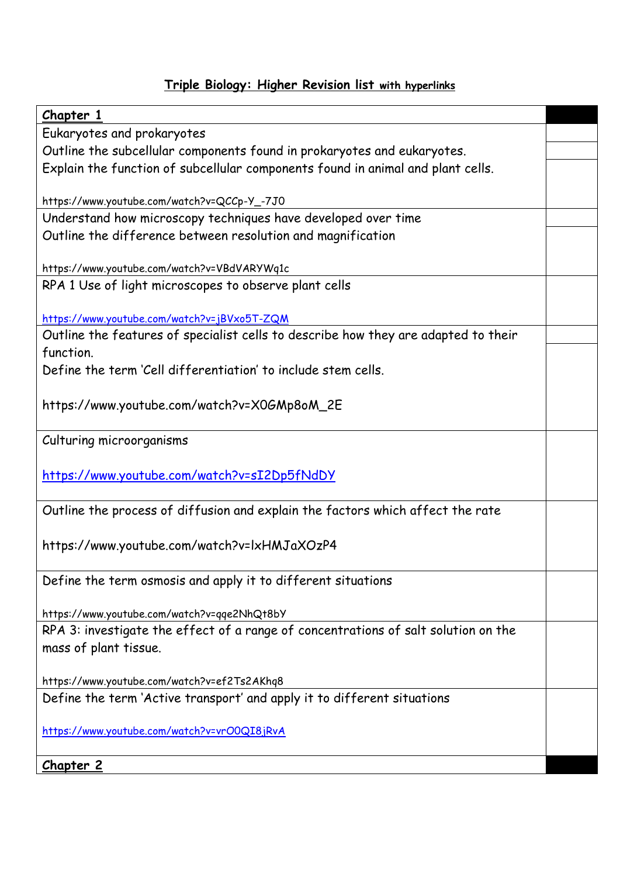## Triple Biology: Higher Revision list with hyperlinks

| Chapter 1 | |
|---|---|
| Eukaryotes and prokaryotes<br>Outline the subcellular components found in prokaryotes and eukaryotes.<br>Explain the function of subcellular components found in animal and plant cells.<br><br>https://www.youtube.com/watch?v=QCCp-Y_-7J0 | |
| Understand how microscopy techniques have developed over time<br>Outline the difference between resolution and magnification<br><br>https://www.youtube.com/watch?v=VBdVARYWq1c | |
| RPA 1 Use of light microscopes to observe plant cells<br><br>https://www.youtube.com/watch?v=jBVxo5T-ZQM | |
| Outline the features of specialist cells to describe how they are adapted to their function.<br>Define the term 'Cell differentiation' to include stem cells.<br><br>https://www.youtube.com/watch?v=X0GMp8oM_2E | |
| Culturing microorganisms<br><br>https://www.youtube.com/watch?v=sI2Dp5fNdDY | |
| Outline the process of diffusion and explain the factors which affect the rate<br><br>https://www.youtube.com/watch?v=lxHMJaXOzP4 | |
| Define the term osmosis and apply it to different situations<br><br>https://www.youtube.com/watch?v=qqe2NhQt8bY | |
| RPA 3: investigate the effect of a range of concentrations of salt solution on the mass of plant tissue.<br><br>https://www.youtube.com/watch?v=ef2Ts2AKhq8 | |
| Define the term 'Active transport' and apply it to different situations<br><br>https://www.youtube.com/watch?v=vrO0QI8jRvA | |
| **Chapter 2** | |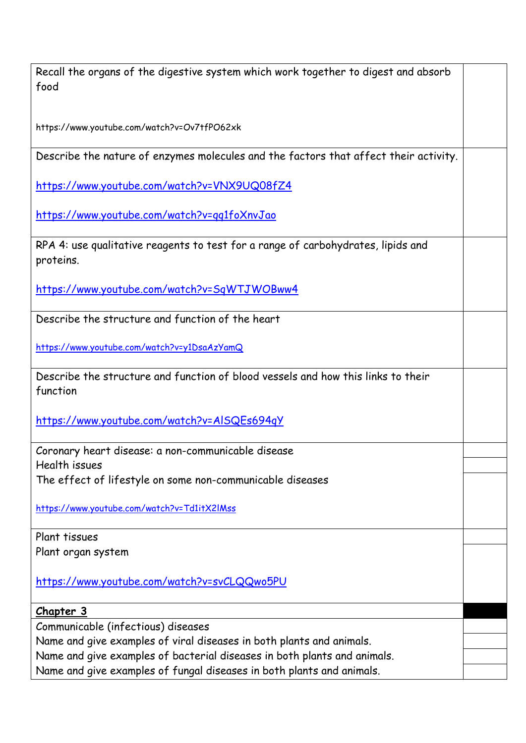| | |
|---|---|
| Recall the organs of the digestive system which work together to digest and absorb food<br><br>https://www.youtube.com/watch?v=Ov7tfPO62xk | |
| Describe the nature of enzymes molecules and the factors that affect their activity.<br><br>https://www.youtube.com/watch?v=VNX9UQ08fZ4<br><br>https://www.youtube.com/watch?v=qq1foXnvJao | |
| RPA 4: use qualitative reagents to test for a range of carbohydrates, lipids and proteins.<br><br>https://www.youtube.com/watch?v=SqWTJWOBww4 | |
| Describe the structure and function of the heart<br><br>https://www.youtube.com/watch?v=y1DsaAzYamQ | |
| Describe the structure and function of blood vessels and how this links to their function<br><br>https://www.youtube.com/watch?v=AlSQEs694qY | |
| Coronary heart disease: a non-communicable disease | |
| Health issues | |
| The effect of lifestyle on some non-communicable diseases<br><br>https://www.youtube.com/watch?v=Td1itX2lMss | |
| Plant tissues | |
| Plant organ system<br><br>https://www.youtube.com/watch?v=svCLQQwo5PU | |
| **Chapter 3** | |
| Communicable (infectious) diseases | |
| Name and give examples of viral diseases in both plants and animals. | |
| Name and give examples of bacterial diseases in both plants and animals. | |
| Name and give examples of fungal diseases in both plants and animals. | |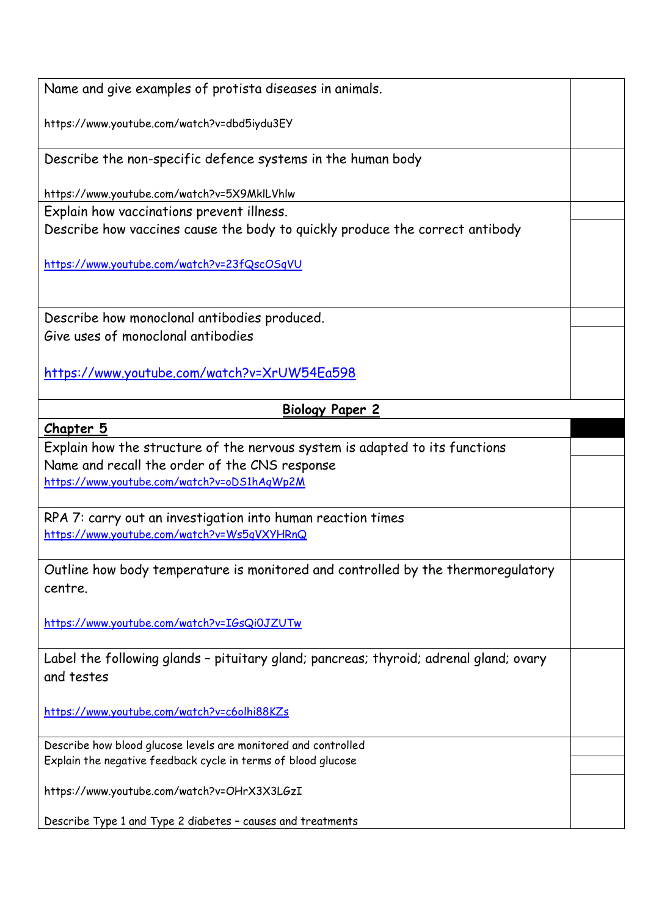| | |
|---|---|
| Name and give examples of protista diseases in animals.<br><br>https://www.youtube.com/watch?v=dbd5iydu3EY | |
| Describe the non-specific defence systems in the human body<br><br>https://www.youtube.com/watch?v=5X9MklLVhlw | |
| Explain how vaccinations prevent illness.<br>Describe how vaccines cause the body to quickly produce the correct antibody<br><br>https://www.youtube.com/watch?v=23fQscOSqVU | |
| Describe how monoclonal antibodies produced.<br>Give uses of monoclonal antibodies<br><br>https://www.youtube.com/watch?v=XrUW54Ea598 | |
| **Biology Paper 2** | |
| **Chapter 5** | |
| Explain how the structure of the nervous system is adapted to its functions<br>Name and recall the order of the CNS response<br>https://www.youtube.com/watch?v=oDS1hAqWp2M | |
| RPA 7: carry out an investigation into human reaction times<br>https://www.youtube.com/watch?v=Ws5qVXYHRnQ | |
| Outline how body temperature is monitored and controlled by the thermoregulatory centre.<br><br>https://www.youtube.com/watch?v=IGsQi0JZUTw | |
| Label the following glands – pituitary gland; pancreas; thyroid; adrenal gland; ovary and testes<br><br>https://www.youtube.com/watch?v=c6olhi88KZs | |
| Describe how blood glucose levels are monitored and controlled<br>Explain the negative feedback cycle in terms of blood glucose<br><br>https://www.youtube.com/watch?v=OHrX3X3LGzI<br><br>Describe Type 1 and Type 2 diabetes – causes and treatments | |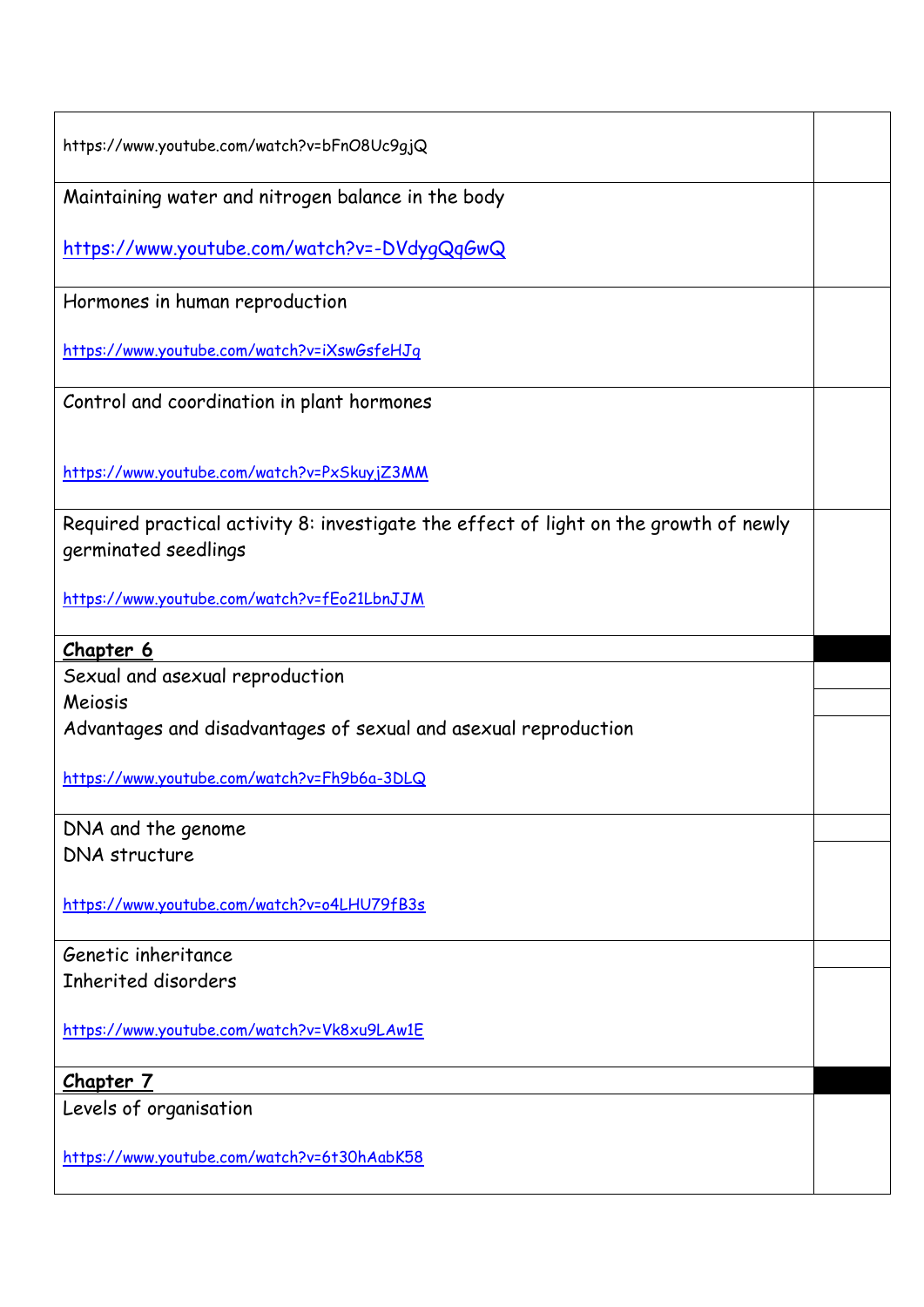| | |
|---|---|
| https://www.youtube.com/watch?v=bFnO8Uc9gjQ | |
| Maintaining water and nitrogen balance in the body<br><br>https://www.youtube.com/watch?v=-DVdygQqGwQ | |
| Hormones in human reproduction<br><br>https://www.youtube.com/watch?v=iXswGsfeHJg | |
| Control and coordination in plant hormones<br><br>https://www.youtube.com/watch?v=PxSkuyjZ3MM | |
| Required practical activity 8: investigate the effect of light on the growth of newly germinated seedlings<br><br>https://www.youtube.com/watch?v=fEo21LbnJJM | |
| ***Chapter 6*** | |
| Sexual and asexual reproduction | |
| Meiosis | |
| Advantages and disadvantages of sexual and asexual reproduction<br><br>https://www.youtube.com/watch?v=Fh9b6a-3DLQ | |
| DNA and the genome | |
| DNA structure<br><br>https://www.youtube.com/watch?v=o4LHU79fB3s | |
| Genetic inheritance | |
| Inherited disorders<br><br>https://www.youtube.com/watch?v=Vk8xu9LAw1E | |
| ***Chapter 7*** | |
| Levels of organisation<br><br>https://www.youtube.com/watch?v=6t30hAabK58 | |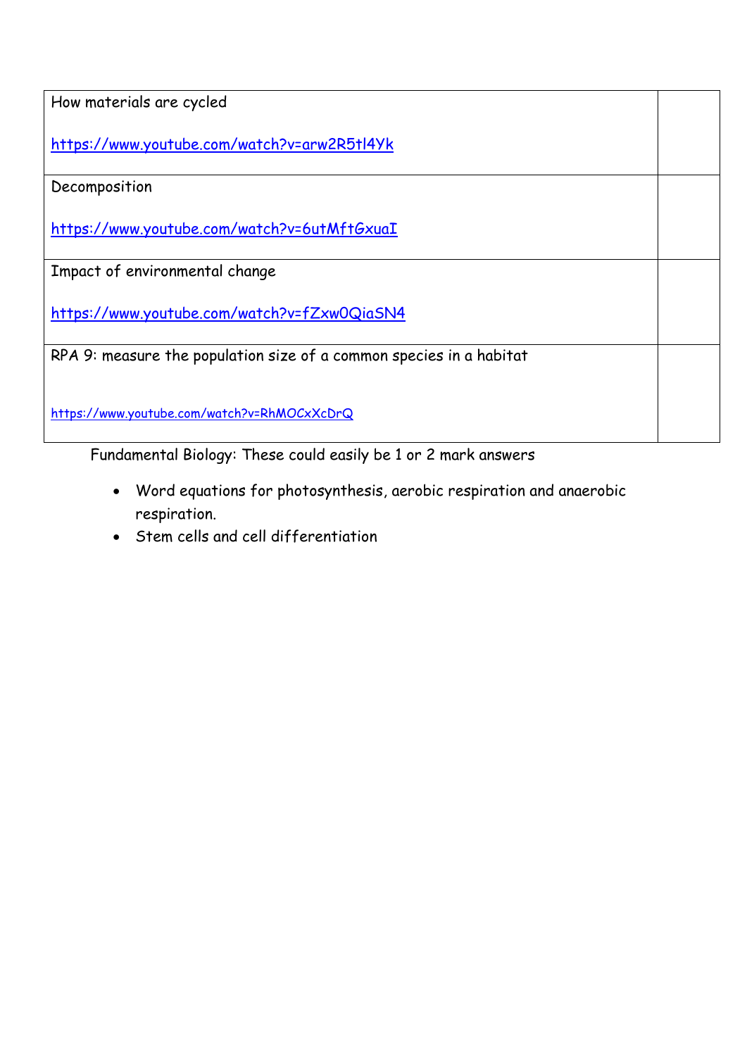| | |
|---|---|
| How materials are cycled<br><br>https://www.youtube.com/watch?v=arw2R5tl4Yk | |
| Decomposition<br><br>https://www.youtube.com/watch?v=6utMftGxuaI | |
| Impact of environmental change<br><br>https://www.youtube.com/watch?v=fZxw0QiaSN4 | |
| RPA 9: measure the population size of a common species in a habitat<br><br>https://www.youtube.com/watch?v=RhMOCxXcDrQ | |

Fundamental Biology: These could easily be 1 or 2 mark answers

- Word equations for photosynthesis, aerobic respiration and anaerobic respiration.
- Stem cells and cell differentiation